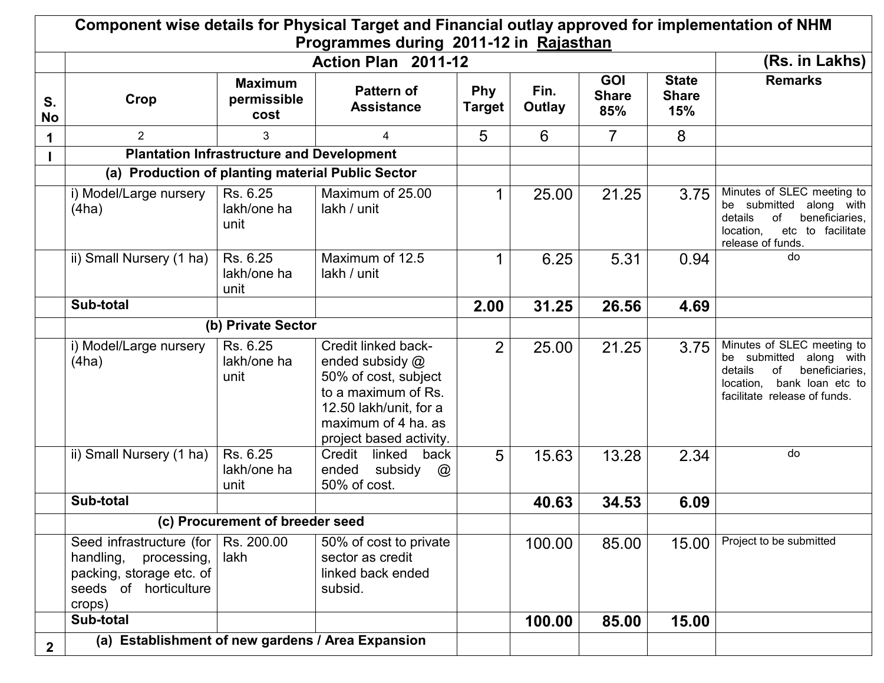## Component wise details for Physical Target and Financial outlay approved for implementation of NHM Programmes during 2011-12 in Rajasthan

| | Action Plan 2011-12 | | | | | | | (Rs. in Lakhs) |
|---|---|---|---|---|---|---|---|---|
| S. No | Crop | Maximum permissible cost | Pattern of Assistance | Phy Target | Fin. Outlay | GOI Share 85% | State Share 15% | Remarks |
| 1 | 2 | 3 | 4 | 5 | 6 | 7 | 8 | |
| I | **Plantation Infrastructure and Development** | | | | | | | |
| | **(a) Production of planting material Public Sector** | | | | | | | |
| | i) Model/Large nursery (4ha) | Rs. 6.25 lakh/one ha unit | Maximum of 25.00 lakh / unit | 1 | 25.00 | 21.25 | 3.75 | Minutes of SLEC meeting to be submitted along with details of beneficiaries, location, etc to facilitate release of funds. |
| | ii) Small Nursery (1 ha) | Rs. 6.25 lakh/one ha unit | Maximum of 12.5 lakh / unit | 1 | 6.25 | 5.31 | 0.94 | do |
| | **Sub-total** | | | **2.00** | **31.25** | **26.56** | **4.69** | |
| | **(b) Private Sector** | | | | | | | |
| | i) Model/Large nursery (4ha) | Rs. 6.25 lakh/one ha unit | Credit linked back-ended subsidy @ 50% of cost, subject to a maximum of Rs. 12.50 lakh/unit, for a maximum of 4 ha. as project based activity. | 2 | 25.00 | 21.25 | 3.75 | Minutes of SLEC meeting to be submitted along with details of beneficiaries, location, bank loan etc to facilitate release of funds. |
| | ii) Small Nursery (1 ha) | Rs. 6.25 lakh/one ha unit | Credit linked back ended subsidy @ 50% of cost. | 5 | 15.63 | 13.28 | 2.34 | do |
| | **Sub-total** | | | | **40.63** | **34.53** | **6.09** | |
| | **(c) Procurement of breeder seed** | | | | | | | |
| | Seed infrastructure (for handling, processing, packing, storage etc. of seeds of horticulture crops) | Rs. 200.00 lakh | 50% of cost to private sector as credit linked back ended subsid. | | 100.00 | 85.00 | 15.00 | Project to be submitted |
| | **Sub-total** | | | | **100.00** | **85.00** | **15.00** | |
| 2 | **(a) Establishment of new gardens / Area Expansion** | | | | | | | |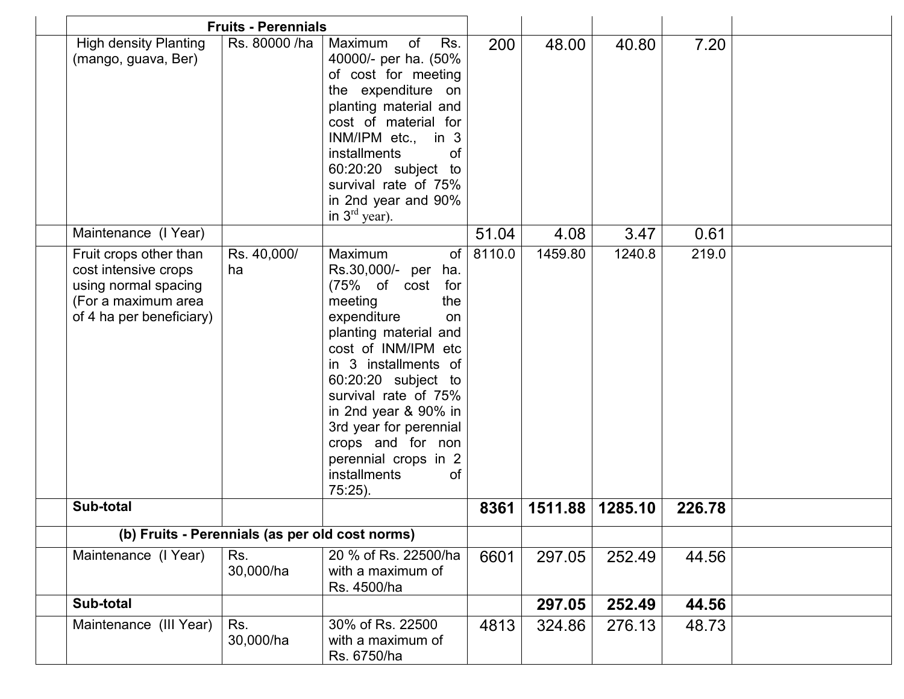| | | | | | | | | |
|---|---|---|---|---|---|---|---|---|
| | **Fruits - Perennials** | | | | | | | |
| | High density Planting (mango, guava, Ber) | Rs. 80000 /ha | Maximum of Rs. 40000/- per ha. (50% of cost for meeting the expenditure on planting material and cost of material for INM/IPM etc., in 3 installments of 60:20:20 subject to survival rate of 75% in 2nd year and 90% in 3rd year). | 200 | 48.00 | 40.80 | 7.20 | |
| | Maintenance (I Year) | | | 51.04 | 4.08 | 3.47 | 0.61 | |
| | Fruit crops other than cost intensive crops using normal spacing (For a maximum area of 4 ha per beneficiary) | Rs. 40,000/ ha | Maximum of Rs.30,000/- per ha. (75% of cost for meeting the expenditure on planting material and cost of INM/IPM etc in 3 installments of 60:20:20 subject to survival rate of 75% in 2nd year & 90% in 3rd year for perennial crops and for non perennial crops in 2 installments of 75:25). | 8110.0 | 1459.80 | 1240.8 | 219.0 | |
| | **Sub-total** | | | **8361** | **1511.88** | **1285.10** | **226.78** | |
| | **(b) Fruits - Perennials (as per old cost norms)** | | | | | | | |
| | Maintenance (I Year) | Rs. 30,000/ha | 20 % of Rs. 22500/ha with a maximum of Rs. 4500/ha | 6601 | 297.05 | 252.49 | 44.56 | |
| | **Sub-total** | | | | **297.05** | **252.49** | **44.56** | |
| | Maintenance (III Year) | Rs. 30,000/ha | 30% of Rs. 22500 with a maximum of Rs. 6750/ha | 4813 | 324.86 | 276.13 | 48.73 | |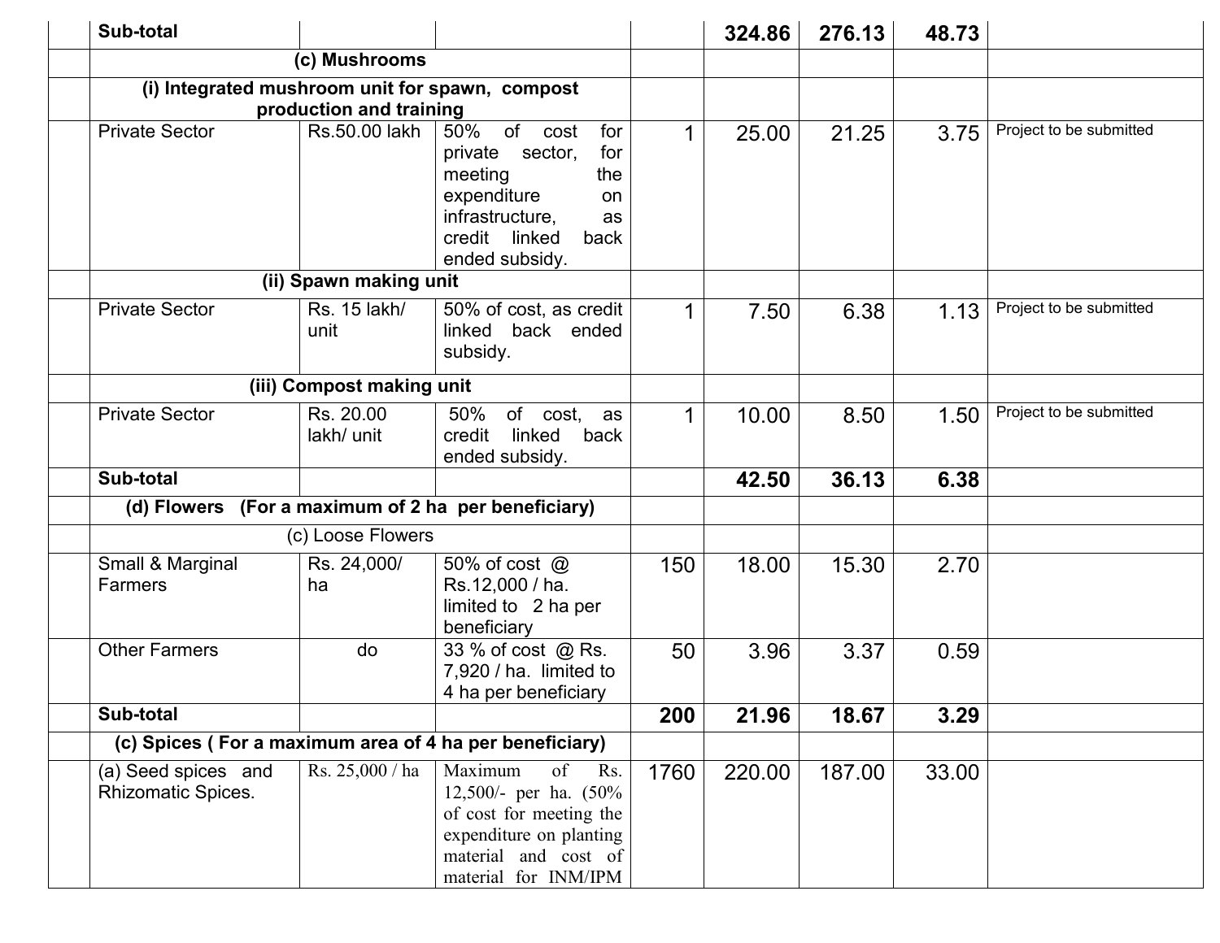| | | | | | | | | |
|---|---|---|---|---|---|---|---|---|
| | **Sub-total** | | | | **324.86** | **276.13** | **48.73** | |
| | **(c) Mushrooms** | | | | | | | |
| | **(i) Integrated mushroom unit for spawn, compost production and training** | | | | | | | |
| | Private Sector | Rs.50.00 lakh | 50% of cost for private sector, for meeting the expenditure on infrastructure, as credit linked back ended subsidy. | 1 | 25.00 | 21.25 | 3.75 | Project to be submitted |
| | **(ii) Spawn making unit** | | | | | | | |
| | Private Sector | Rs. 15 lakh/ unit | 50% of cost, as credit linked back ended subsidy. | 1 | 7.50 | 6.38 | 1.13 | Project to be submitted |
| | **(iii) Compost making unit** | | | | | | | |
| | Private Sector | Rs. 20.00 lakh/ unit | 50% of cost, as credit linked back ended subsidy. | 1 | 10.00 | 8.50 | 1.50 | Project to be submitted |
| | **Sub-total** | | | | **42.50** | **36.13** | **6.38** | |
| | **(d) Flowers (For a maximum of 2 ha per beneficiary)** | | | | | | | |
| | (c) Loose Flowers | | | | | | | |
| | Small & Marginal Farmers | Rs. 24,000/ ha | 50% of cost @ Rs.12,000 / ha. limited to 2 ha per beneficiary | 150 | 18.00 | 15.30 | 2.70 | |
| | Other Farmers | do | 33 % of cost @ Rs. 7,920 / ha. limited to 4 ha per beneficiary | 50 | 3.96 | 3.37 | 0.59 | |
| | **Sub-total** | | | **200** | **21.96** | **18.67** | **3.29** | |
| | **(c) Spices ( For a maximum area of 4 ha per beneficiary)** | | | | | | | |
| | (a) Seed spices and Rhizomatic Spices. | Rs. 25,000 / ha | Maximum of Rs. 12,500/- per ha. (50% of cost for meeting the expenditure on planting material and cost of material for INM/IPM | 1760 | 220.00 | 187.00 | 33.00 | |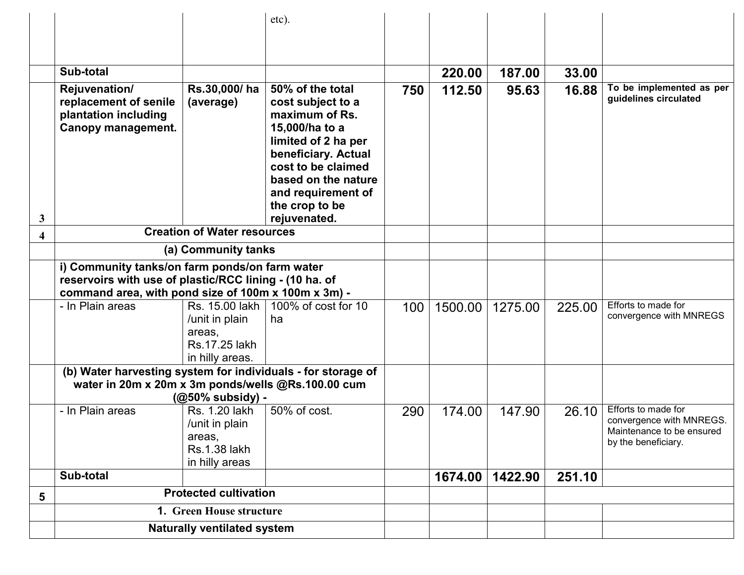| | | | | | | | | |
|---|---|---|---|---|---|---|---|---|
| | | | etc). | | | | | |
| | **Sub-total** | | | | **220.00** | **187.00** | **33.00** | |
| 3 | **Rejuvenation/ replacement of senile plantation including Canopy management.** | **Rs.30,000/ ha (average)** | **50% of the total cost subject to a maximum of Rs. 15,000/ha to a limited of 2 ha per beneficiary. Actual cost to be claimed based on the nature and requirement of the crop to be rejuvenated.** | **750** | **112.50** | **95.63** | **16.88** | **To be implemented as per guidelines circulated** |
| 4 | **Creation of Water resources** | | | | | | | |
| | **(a) Community tanks** | | | | | | | |
| | **i) Community tanks/on farm ponds/on farm water reservoirs with use of plastic/RCC lining - (10 ha. of command area, with pond size of 100m x 100m x 3m) -** | | | | | | | |
| | - In Plain areas | Rs. 15.00 lakh /unit in plain areas, Rs.17.25 lakh in hilly areas. | 100% of cost for 10 ha | 100 | 1500.00 | 1275.00 | 225.00 | Efforts to made for convergence with MNREGS |
| | **(b) Water harvesting system for individuals - for storage of water in 20m x 20m x 3m ponds/wells @Rs.100.00 cum (@50% subsidy) -** | | | | | | | |
| | - In Plain areas | Rs. 1.20 lakh /unit in plain areas, Rs.1.38 lakh in hilly areas | 50% of cost. | 290 | 174.00 | 147.90 | 26.10 | Efforts to made for convergence with MNREGS. Maintenance to be ensured by the beneficiary. |
| | **Sub-total** | | | | **1674.00** | **1422.90** | **251.10** | |
| 5 | **Protected cultivation** | | | | | | | |
| | **1. Green House structure** | | | | | | | |
| | **Naturally ventilated system** | | | | | | | |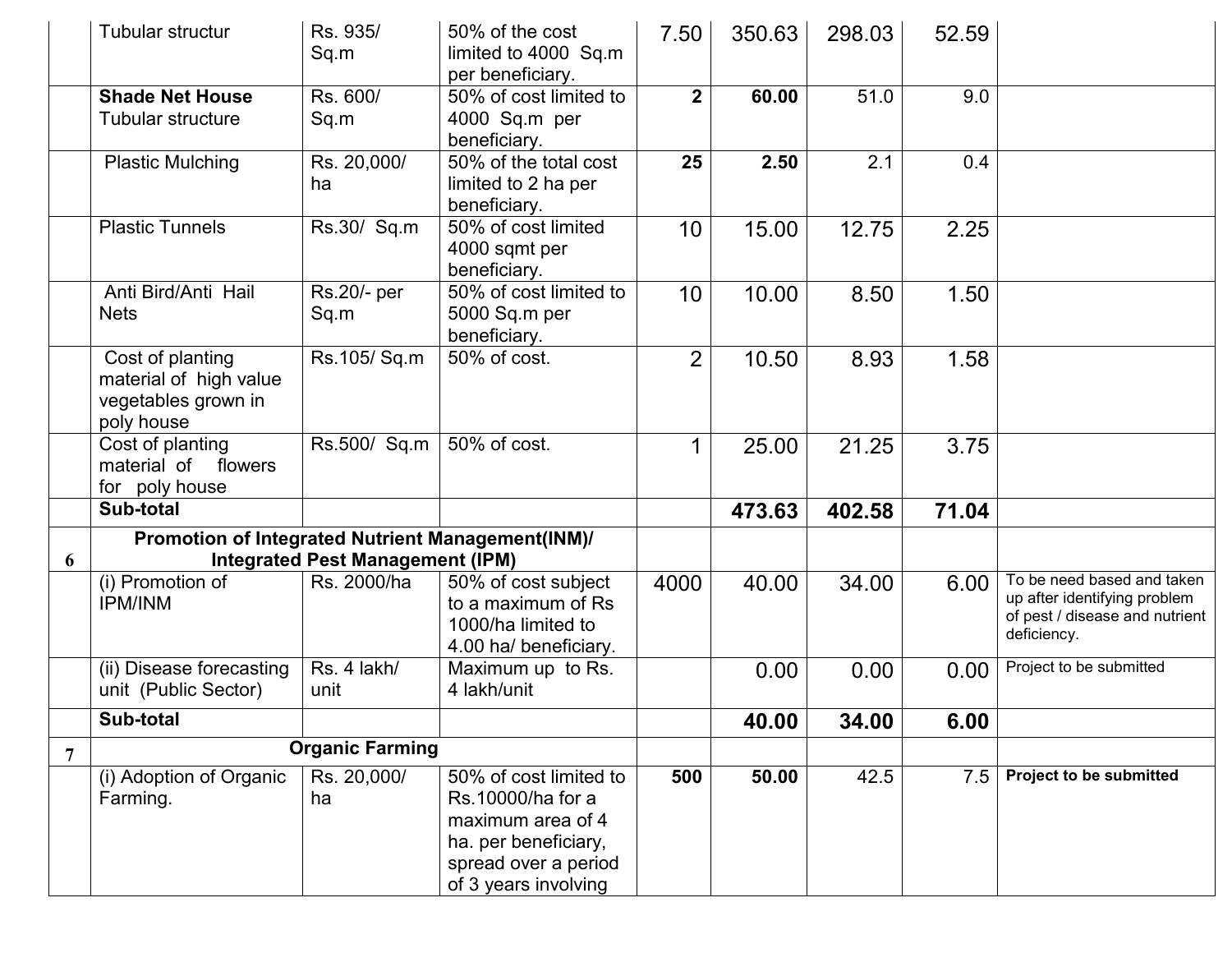| | | | | | | | | |
|---|---|---|---|---|---|---|---|---|
| | Tubular structur | Rs. 935/ Sq.m | 50% of the cost limited to 4000 Sq.m per beneficiary. | 7.50 | 350.63 | 298.03 | 52.59 | |
| | **Shade Net House** Tubular structure | Rs. 600/ Sq.m | 50% of cost limited to 4000 Sq.m per beneficiary. | **2** | **60.00** | 51.0 | 9.0 | |
| | Plastic Mulching | Rs. 20,000/ ha | 50% of the total cost limited to 2 ha per beneficiary. | **25** | **2.50** | 2.1 | 0.4 | |
| | Plastic Tunnels | Rs.30/ Sq.m | 50% of cost limited 4000 sqmt per beneficiary. | 10 | 15.00 | 12.75 | 2.25 | |
| | Anti Bird/Anti Hail Nets | Rs.20/- per Sq.m | 50% of cost limited to 5000 Sq.m per beneficiary. | 10 | 10.00 | 8.50 | 1.50 | |
| | Cost of planting material of high value vegetables grown in poly house | Rs.105/ Sq.m | 50% of cost. | 2 | 10.50 | 8.93 | 1.58 | |
| | Cost of planting material of flowers for poly house | Rs.500/ Sq.m | 50% of cost. | 1 | 25.00 | 21.25 | 3.75 | |
| | **Sub-total** | | | | **473.63** | **402.58** | **71.04** | |
| **6** | **Promotion of Integrated Nutrient Management(INM)/ Integrated Pest Management (IPM)** | | | | | | | |
| | (i) Promotion of IPM/INM | Rs. 2000/ha | 50% of cost subject to a maximum of Rs 1000/ha limited to 4.00 ha/ beneficiary. | 4000 | 40.00 | 34.00 | 6.00 | To be need based and taken up after identifying problem of pest / disease and nutrient deficiency. |
| | (ii) Disease forecasting unit (Public Sector) | Rs. 4 lakh/ unit | Maximum up to Rs. 4 lakh/unit | | 0.00 | 0.00 | 0.00 | Project to be submitted |
| | **Sub-total** | | | | **40.00** | **34.00** | **6.00** | |
| **7** | **Organic Farming** | | | | | | | |
| | (i) Adoption of Organic Farming. | Rs. 20,000/ ha | 50% of cost limited to Rs.10000/ha for a maximum area of 4 ha. per beneficiary, spread over a period of 3 years involving | **500** | **50.00** | 42.5 | 7.5 | **Project to be submitted** |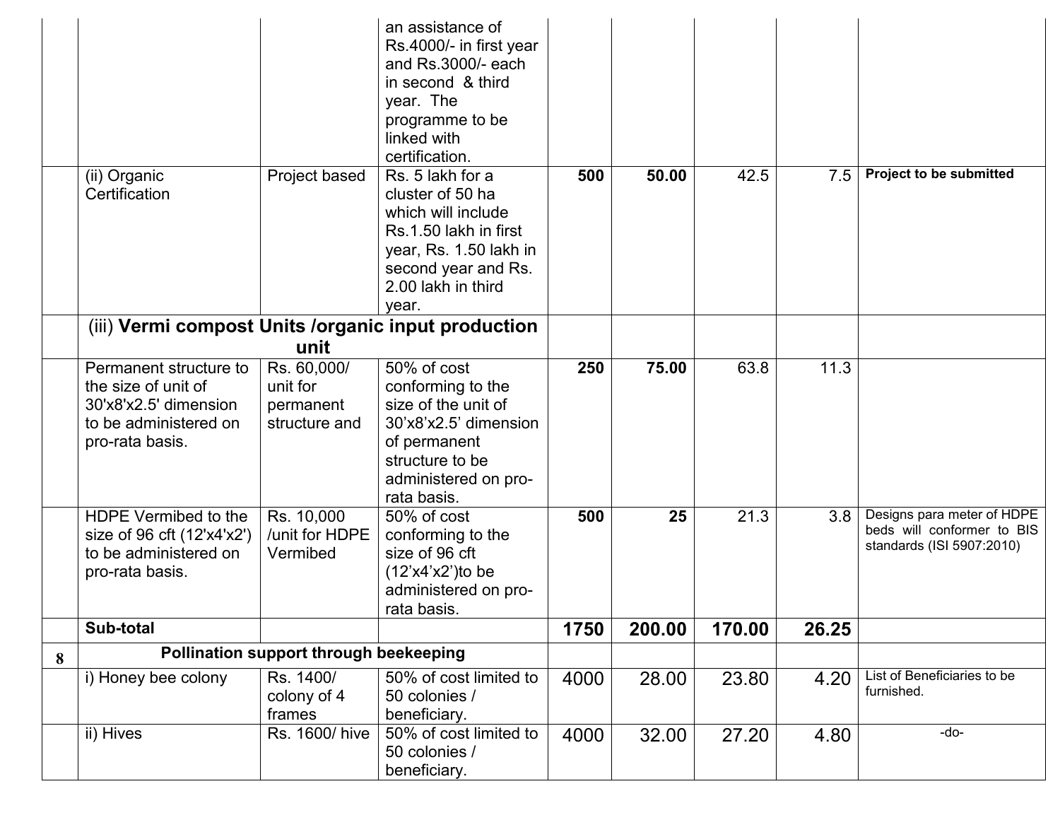| | | | | | | | | |
|---|---|---|---|---|---|---|---|---|
| | | | an assistance of Rs.4000/- in first year and Rs.3000/- each in second & third year. The programme to be linked with certification. | | | | | |
| | (ii) Organic Certification | Project based | Rs. 5 lakh for a cluster of 50 ha which will include Rs.1.50 lakh in first year, Rs. 1.50 lakh in second year and Rs. 2.00 lakh in third year. | **500** | **50.00** | 42.5 | 7.5 | **Project to be submitted** |
| | (iii) **Vermi compost Units /organic input production unit** | | | | | | | |
| | Permanent structure to the size of unit of 30'x8'x2.5' dimension to be administered on pro-rata basis. | Rs. 60,000/ unit for permanent structure and | 50% of cost conforming to the size of the unit of 30'x8'x2.5' dimension of permanent structure to be administered on pro-rata basis. | **250** | **75.00** | 63.8 | 11.3 | |
| | HDPE Vermibed to the size of 96 cft (12'x4'x2') to be administered on pro-rata basis. | Rs. 10,000 /unit for HDPE Vermibed | 50% of cost conforming to the size of 96 cft (12'x4'x2')to be administered on pro-rata basis. | **500** | **25** | 21.3 | 3.8 | Designs para meter of HDPE beds will conformer to BIS standards (ISI 5907:2010) |
| | **Sub-total** | | | **1750** | **200.00** | **170.00** | **26.25** | |
| **8** | **Pollination support through beekeeping** | | | | | | | |
| | i) Honey bee colony | Rs. 1400/ colony of 4 frames | 50% of cost limited to 50 colonies / beneficiary. | 4000 | 28.00 | 23.80 | 4.20 | List of Beneficiaries to be furnished. |
| | ii) Hives | Rs. 1600/ hive | 50% of cost limited to 50 colonies / beneficiary. | 4000 | 32.00 | 27.20 | 4.80 | -do- |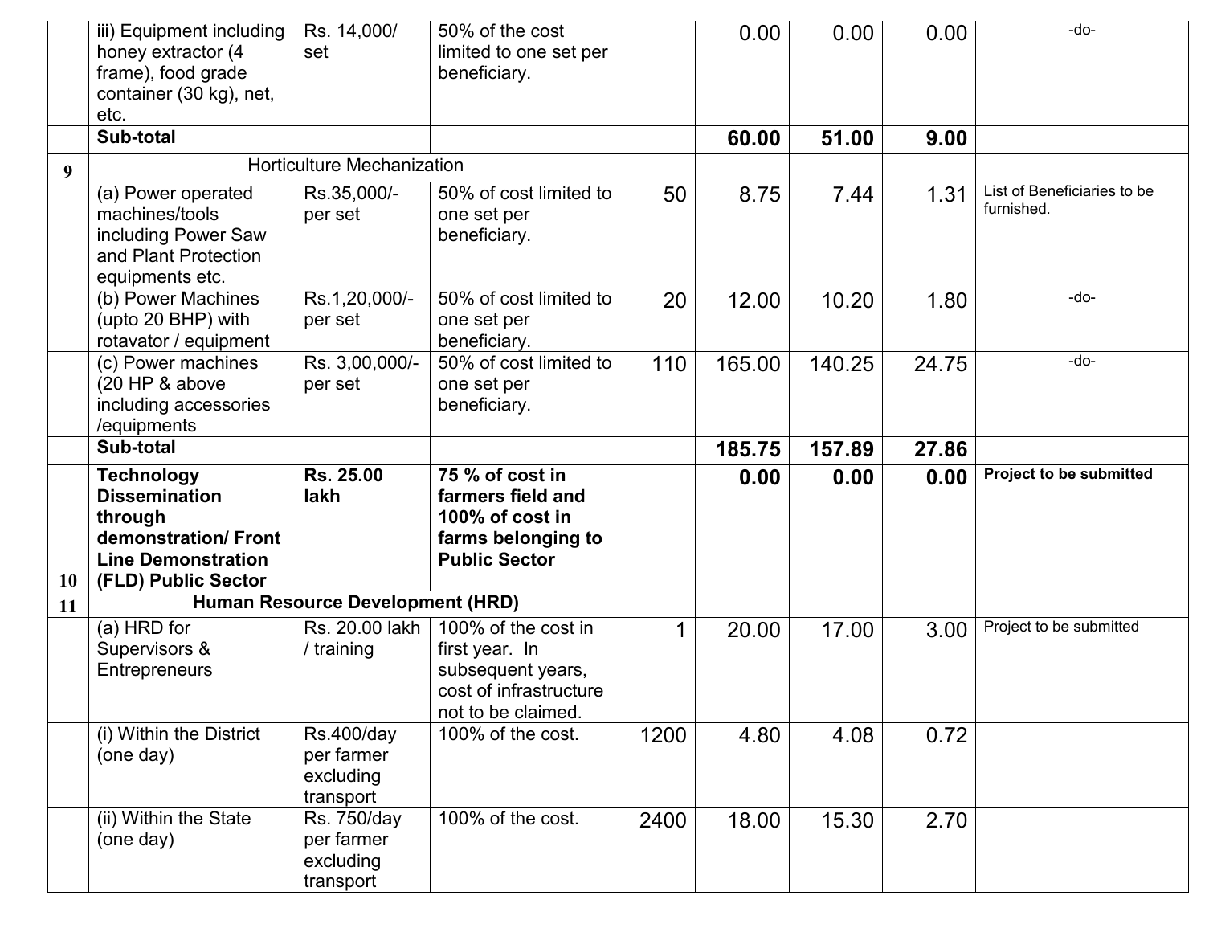| | | | | | | | | |
|---|---|---|---|---|---|---|---|---|
| | iii) Equipment including honey extractor (4 frame), food grade container (30 kg), net, etc. | Rs. 14,000/ set | 50% of the cost limited to one set per beneficiary. | | 0.00 | 0.00 | 0.00 | -do- |
| | **Sub-total** | | | | **60.00** | **51.00** | **9.00** | |
| **9** | Horticulture Mechanization | | | | | | | |
| | (a) Power operated machines/tools including Power Saw and Plant Protection equipments etc. | Rs.35,000/- per set | 50% of cost limited to one set per beneficiary. | 50 | 8.75 | 7.44 | 1.31 | List of Beneficiaries to be furnished. |
| | (b) Power Machines (upto 20 BHP) with rotavator / equipment | Rs.1,20,000/- per set | 50% of cost limited to one set per beneficiary. | 20 | 12.00 | 10.20 | 1.80 | -do- |
| | (c) Power machines (20 HP & above including accessories /equipments | Rs. 3,00,000/- per set | 50% of cost limited to one set per beneficiary. | 110 | 165.00 | 140.25 | 24.75 | -do- |
| | **Sub-total** | | | | **185.75** | **157.89** | **27.86** | |
| **10** | **Technology Dissemination through demonstration/ Front Line Demonstration (FLD) Public Sector** | **Rs. 25.00 lakh** | **75 % of cost in farmers field and 100% of cost in farms belonging to Public Sector** | | **0.00** | **0.00** | **0.00** | **Project to be submitted** |
| **11** | **Human Resource Development (HRD)** | | | | | | | |
| | (a) HRD for Supervisors & Entrepreneurs | Rs. 20.00 lakh / training | 100% of the cost in first year. In subsequent years, cost of infrastructure not to be claimed. | 1 | 20.00 | 17.00 | 3.00 | Project to be submitted |
| | (i) Within the District (one day) | Rs.400/day per farmer excluding transport | 100% of the cost. | 1200 | 4.80 | 4.08 | 0.72 | |
| | (ii) Within the State (one day) | Rs. 750/day per farmer excluding transport | 100% of the cost. | 2400 | 18.00 | 15.30 | 2.70 | |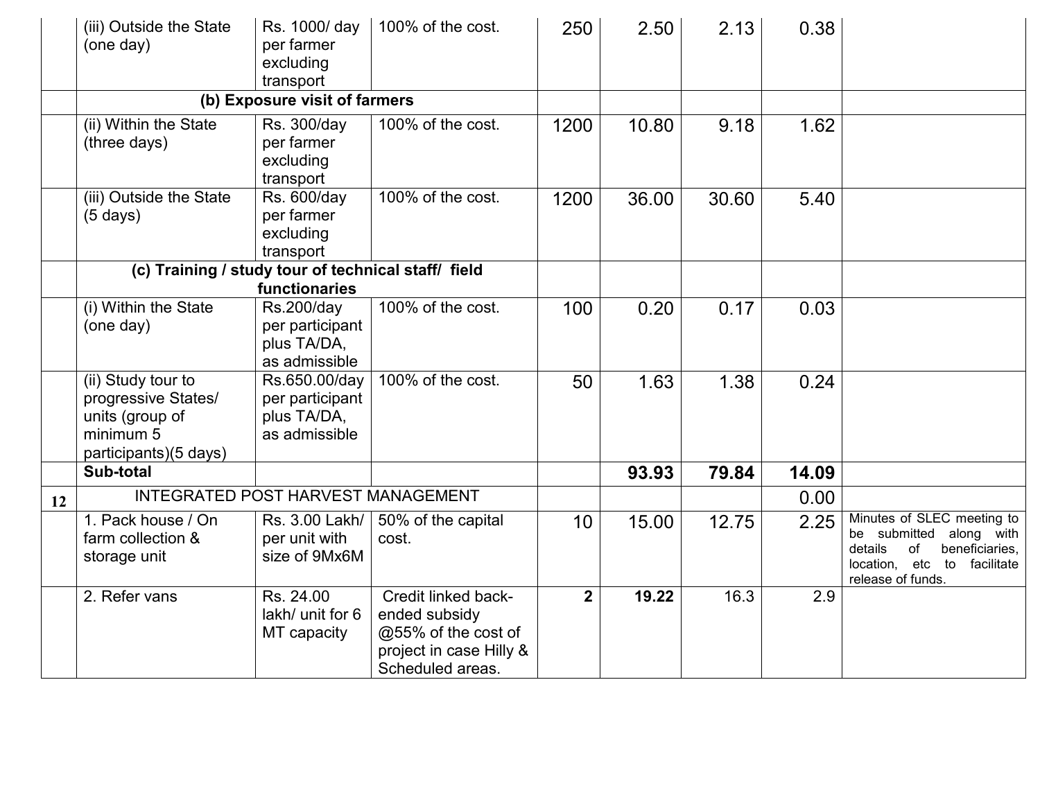| | | | | | | | | |
|---|---|---|---|---|---|---|---|---|
| | (iii) Outside the State (one day) | Rs. 1000/ day per farmer excluding transport | 100% of the cost. | 250 | 2.50 | 2.13 | 0.38 | |
| | **(b) Exposure visit of farmers** | | | | | | | |
| | (ii) Within the State (three days) | Rs. 300/day per farmer excluding transport | 100% of the cost. | 1200 | 10.80 | 9.18 | 1.62 | |
| | (iii) Outside the State (5 days) | Rs. 600/day per farmer excluding transport | 100% of the cost. | 1200 | 36.00 | 30.60 | 5.40 | |
| | **(c) Training / study tour of technical staff/ field functionaries** | | | | | | | |
| | (i) Within the State (one day) | Rs.200/day per participant plus TA/DA, as admissible | 100% of the cost. | 100 | 0.20 | 0.17 | 0.03 | |
| | (ii) Study tour to progressive States/ units (group of minimum 5 participants)(5 days) | Rs.650.00/day per participant plus TA/DA, as admissible | 100% of the cost. | 50 | 1.63 | 1.38 | 0.24 | |
| | **Sub-total** | | | | **93.93** | **79.84** | **14.09** | |
| **12** | INTEGRATED POST HARVEST MANAGEMENT | | | | | | 0.00 | |
| | 1. Pack house / On farm collection & storage unit | Rs. 3.00 Lakh/ per unit with size of 9Mx6M | 50% of the capital cost. | 10 | 15.00 | 12.75 | 2.25 | Minutes of SLEC meeting to be submitted along with details of beneficiaries, location, etc to facilitate release of funds. |
| | 2. Refer vans | Rs. 24.00 lakh/ unit for 6 MT capacity | Credit linked back-ended subsidy @55% of the cost of project in case Hilly & Scheduled areas. | **2** | **19.22** | 16.3 | 2.9 | |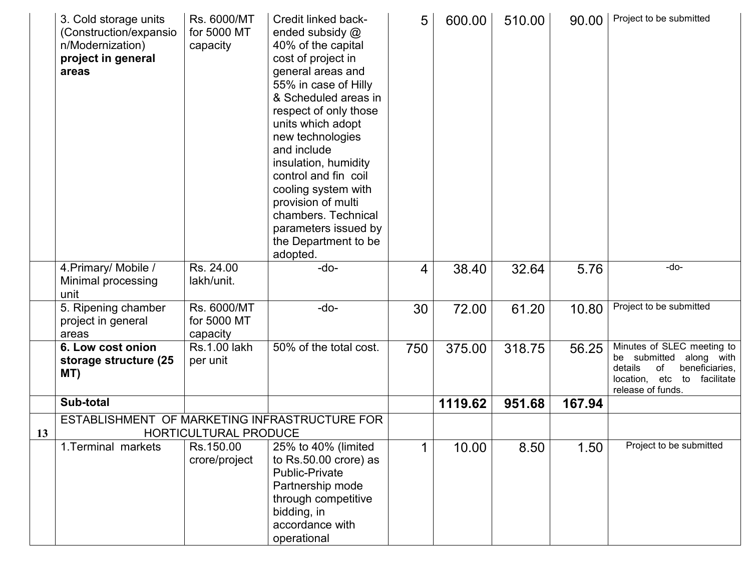| | | | | | | | | |
|---|---|---|---|---|---|---|---|---|
| | 3. Cold storage units (Construction/expansion/Modernization) **project in general areas** | Rs. 6000/MT for 5000 MT capacity | Credit linked back-ended subsidy @ 40% of the capital cost of project in general areas and 55% in case of Hilly & Scheduled areas in respect of only those units which adopt new technologies and include insulation, humidity control and fin coil cooling system with provision of multi chambers. Technical parameters issued by the Department to be adopted. | 5 | 600.00 | 510.00 | 90.00 | Project to be submitted |
| | 4.Primary/ Mobile / Minimal processing unit | Rs. 24.00 lakh/unit. | -do- | 4 | 38.40 | 32.64 | 5.76 | -do- |
| | 5. Ripening chamber project in general areas | Rs. 6000/MT for 5000 MT capacity | -do- | 30 | 72.00 | 61.20 | 10.80 | Project to be submitted |
| | **6. Low cost onion storage structure (25 MT)** | Rs.1.00 lakh per unit | 50% of the total cost. | 750 | 375.00 | 318.75 | 56.25 | Minutes of SLEC meeting to be submitted along with details of beneficiaries, location, etc to facilitate release of funds. |
| | **Sub-total** | | | | **1119.62** | **951.68** | **167.94** | |
| **13** | ESTABLISHMENT OF MARKETING INFRASTRUCTURE FOR HORTICULTURAL PRODUCE | | | | | | | |
| | 1.Terminal markets | Rs.150.00 crore/project | 25% to 40% (limited to Rs.50.00 crore) as Public-Private Partnership mode through competitive bidding, in accordance with operational | 1 | 10.00 | 8.50 | 1.50 | Project to be submitted |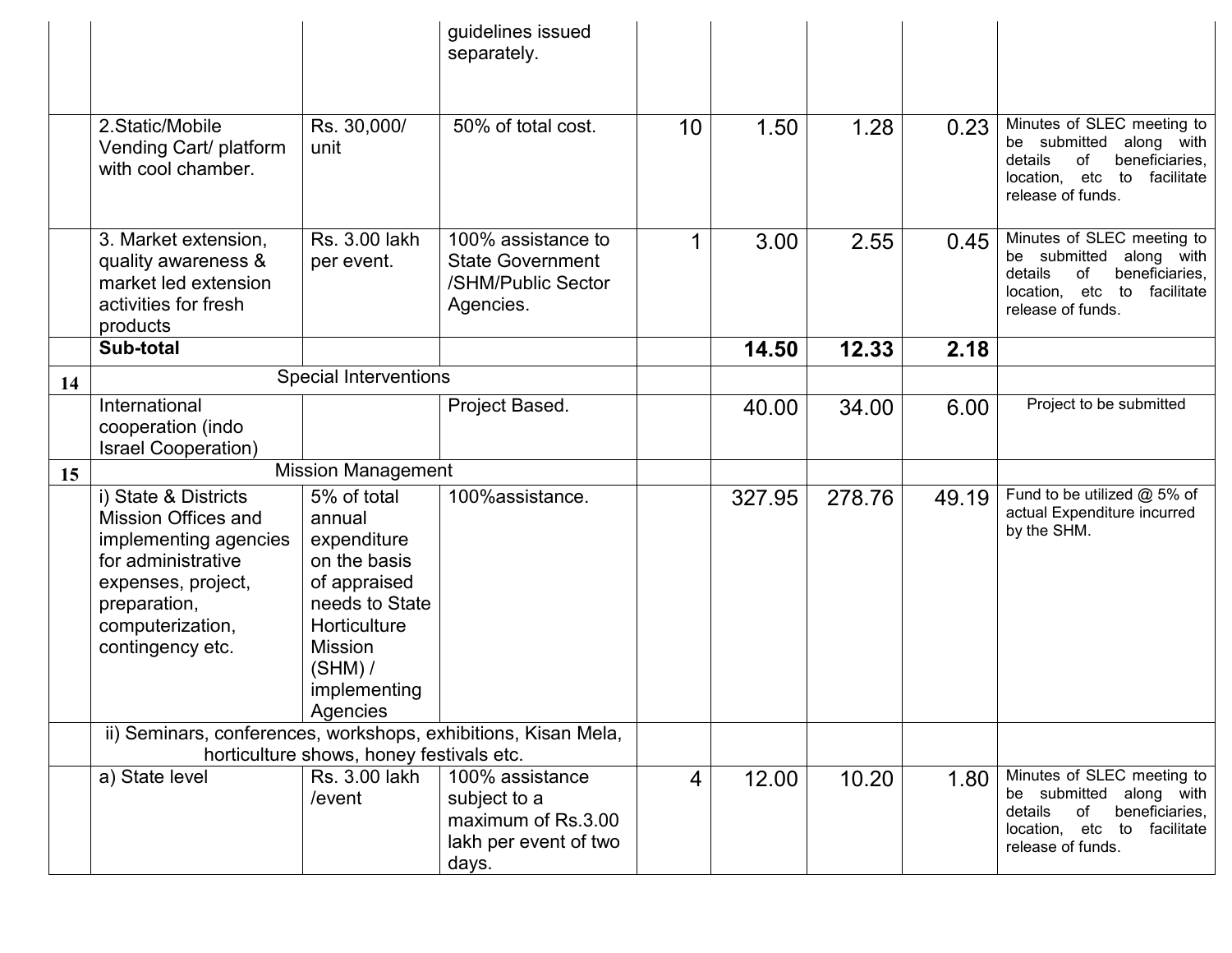| | | | guidelines issued separately. | | | | | |
|---|---|---|---|---|---|---|---|---|
| | 2.Static/Mobile Vending Cart/ platform with cool chamber. | Rs. 30,000/ unit | 50% of total cost. | 10 | 1.50 | 1.28 | 0.23 | Minutes of SLEC meeting to be submitted along with details of beneficiaries, location, etc to facilitate release of funds. |
| | 3. Market extension, quality awareness & market led extension activities for fresh products | Rs. 3.00 lakh per event. | 100% assistance to State Government /SHM/Public Sector Agencies. | 1 | 3.00 | 2.55 | 0.45 | Minutes of SLEC meeting to be submitted along with details of beneficiaries, location, etc to facilitate release of funds. |
| | **Sub-total** | | | | **14.50** | **12.33** | **2.18** | |
| **14** | Special Interventions | | | | | | | |
| | International cooperation (indo Israel Cooperation) | | Project Based. | | 40.00 | 34.00 | 6.00 | Project to be submitted |
| **15** | Mission Management | | | | | | | |
| | i) State & Districts Mission Offices and implementing agencies for administrative expenses, project, preparation, computerization, contingency etc. | 5% of total annual expenditure on the basis of appraised needs to State Horticulture Mission (SHM) / implementing Agencies | 100%assistance. | | 327.95 | 278.76 | 49.19 | Fund to be utilized @ 5% of actual Expenditure incurred by the SHM. |
| | ii) Seminars, conferences, workshops, exhibitions, Kisan Mela, horticulture shows, honey festivals etc. | | | | | | | |
| | a) State level | Rs. 3.00 lakh /event | 100% assistance subject to a maximum of Rs.3.00 lakh per event of two days. | 4 | 12.00 | 10.20 | 1.80 | Minutes of SLEC meeting to be submitted along with details of beneficiaries, location, etc to facilitate release of funds. |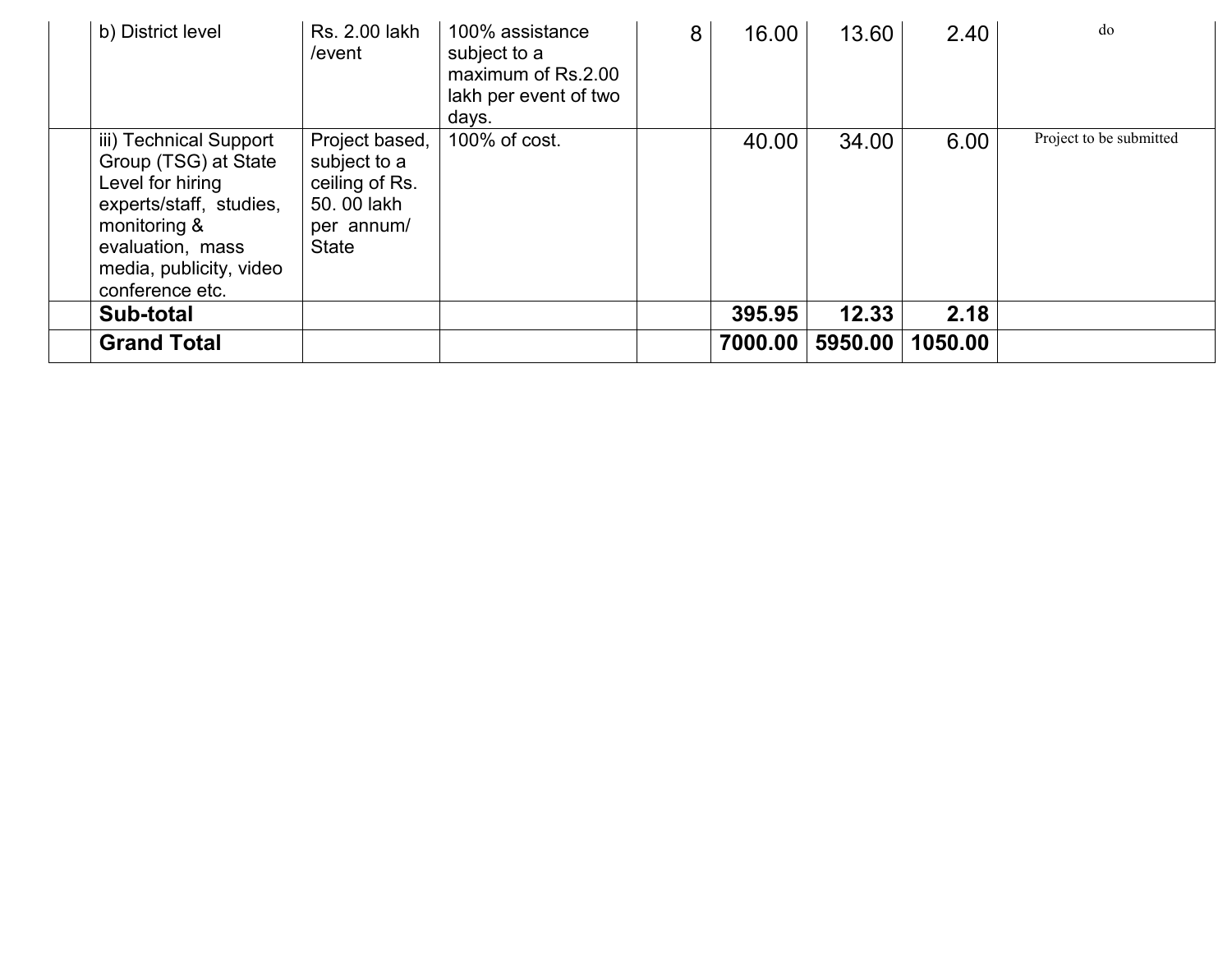| | | | | | | | | |
|---|---|---|---|---|---|---|---|---|
| | b) District level | Rs. 2.00 lakh /event | 100% assistance subject to a maximum of Rs.2.00 lakh per event of two days. | 8 | 16.00 | 13.60 | 2.40 | do |
| | iii) Technical Support Group (TSG) at State Level for hiring experts/staff, studies, monitoring & evaluation, mass media, publicity, video conference etc. | Project based, subject to a ceiling of Rs. 50. 00 lakh per annum/ State | 100% of cost. | | 40.00 | 34.00 | 6.00 | Project to be submitted |
| | **Sub-total** | | | | **395.95** | **12.33** | **2.18** | |
| | **Grand Total** | | | | **7000.00** | **5950.00** | **1050.00** | |